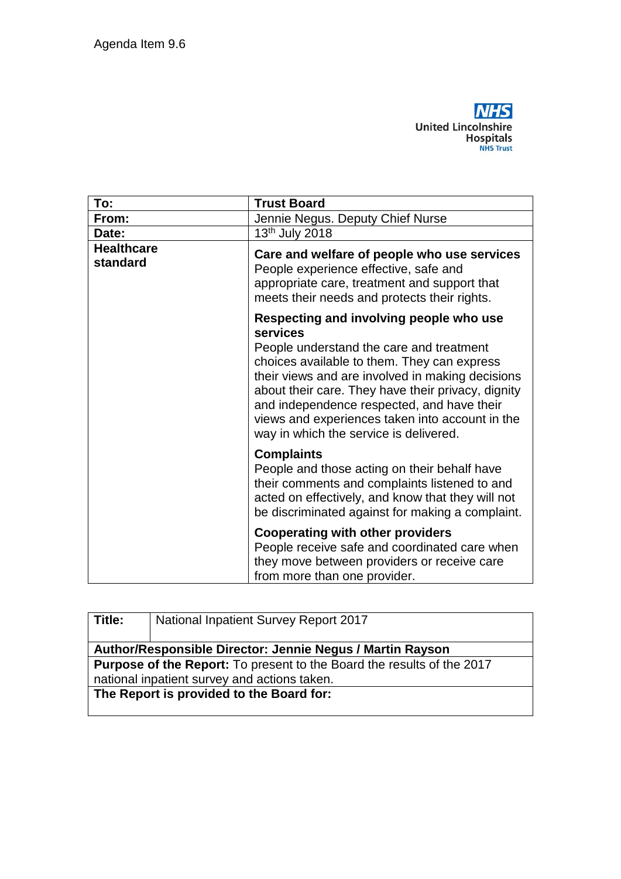Agenda Item 9.6

United Lincolnshire Hospitals NHS Trust

| To: | Trust Board |
|---|---|
| From: | Jennie Negus. Deputy Chief Nurse |
| Date: | 13th July 2018 |
| Healthcare standard | **Care and welfare of people who use services** People experience effective, safe and appropriate care, treatment and support that meets their needs and protects their rights. <br><br> **Respecting and involving people who use services** People understand the care and treatment choices available to them. They can express their views and are involved in making decisions about their care. They have their privacy, dignity and independence respected, and have their views and experiences taken into account in the way in which the service is delivered. <br><br> **Complaints** People and those acting on their behalf have their comments and complaints listened to and acted on effectively, and know that they will not be discriminated against for making a complaint. <br><br> **Cooperating with other providers** People receive safe and coordinated care when they move between providers or receive care from more than one provider. |

| Title: | National Inpatient Survey Report 2017 |
|---|---|
| **Author/Responsible Director: Jennie Negus / Martin Rayson** | |
| **Purpose of the Report:** To present to the Board the results of the 2017 national inpatient survey and actions taken. | |
| **The Report is provided to the Board for:** | |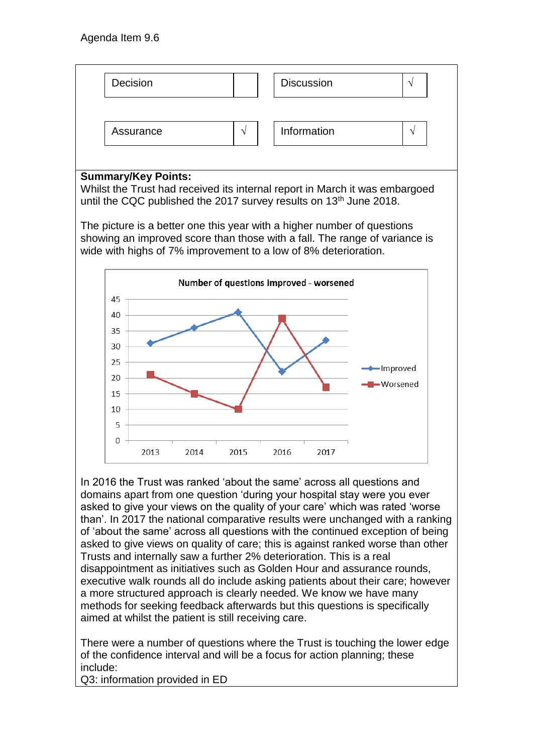Agenda Item 9.6

| Decision | | Discussion | √ |
|---|---|---|---|
| Assurance | √ | Information | √ |

**Summary/Key Points:**

Whilst the Trust had received its internal report in March it was embargoed until the CQC published the 2017 survey results on 13th June 2018.

The picture is a better one this year with a higher number of questions showing an improved score than those with a fall. The range of variance is wide with highs of 7% improvement to a low of 8% deterioration.

**Number of questions improved - worsened**

| Year | Improved | Worsened |
|---|---|---|
| 2013 | 31 | 21 |
| 2014 | 36 | 15 |
| 2015 | 41 | 10 |
| 2016 | 22 | 39 |
| 2017 | 32 | 17 |

In 2016 the Trust was ranked 'about the same' across all questions and domains apart from one question 'during your hospital stay were you ever asked to give your views on the quality of your care' which was rated 'worse than'. In 2017 the national comparative results were unchanged with a ranking of 'about the same' across all questions with the continued exception of being asked to give views on quality of care; this is against ranked worse than other Trusts and internally saw a further 2% deterioration. This is a real disappointment as initiatives such as Golden Hour and assurance rounds, executive walk rounds all do include asking patients about their care; however a more structured approach is clearly needed. We know we have many methods for seeking feedback afterwards but this questions is specifically aimed at whilst the patient is still receiving care.

There were a number of questions where the Trust is touching the lower edge of the confidence interval and will be a focus for action planning; these include:

Q3: information provided in ED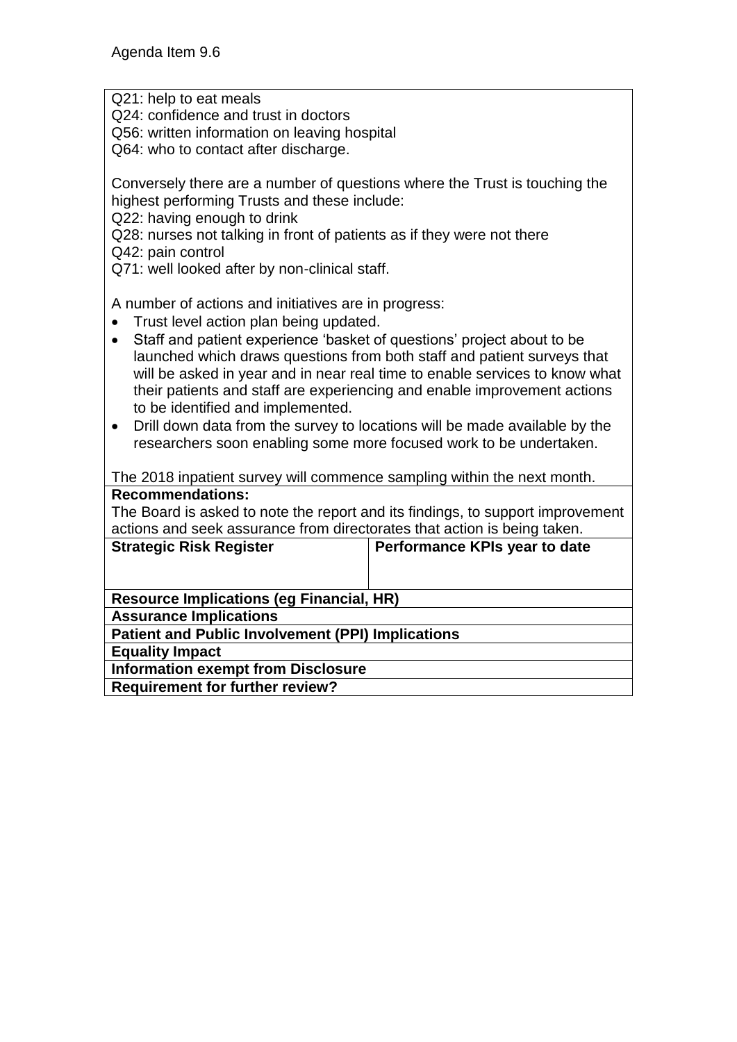Agenda Item 9.6

Q21: help to eat meals
Q24: confidence and trust in doctors
Q56: written information on leaving hospital
Q64: who to contact after discharge.

Conversely there are a number of questions where the Trust is touching the highest performing Trusts and these include:
Q22: having enough to drink
Q28: nurses not talking in front of patients as if they were not there
Q42: pain control
Q71: well looked after by non-clinical staff.

A number of actions and initiatives are in progress:

- Trust level action plan being updated.
- Staff and patient experience 'basket of questions' project about to be launched which draws questions from both staff and patient surveys that will be asked in year and in near real time to enable services to know what their patients and staff are experiencing and enable improvement actions to be identified and implemented.
- Drill down data from the survey to locations will be made available by the researchers soon enabling some more focused work to be undertaken.

The 2018 inpatient survey will commence sampling within the next month.

**Recommendations:**

The Board is asked to note the report and its findings, to support improvement actions and seek assurance from directorates that action is being taken.

| **Strategic Risk Register** | **Performance KPIs year to date** |
|---|---|
| | |

**Resource Implications (eg Financial, HR)**

**Assurance Implications**

**Patient and Public Involvement (PPI) Implications**

**Equality Impact**

**Information exempt from Disclosure**

**Requirement for further review?**